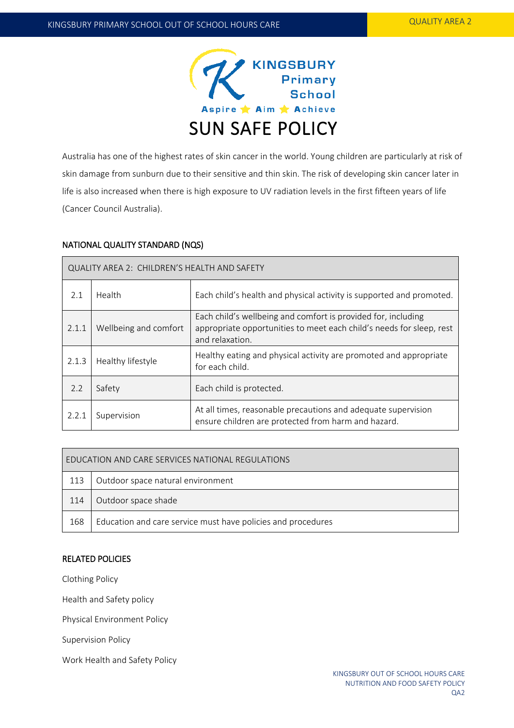# SUN SAFE POLICY

Australia has one of the highest rates of skin cancer in the world. Young children are particularly at risk of skin damage from sunburn due to their sensitive and thin skin. The risk of developing skin cancer later in life is also increased when there is high exposure to UV radiation levels in the first fifteen years of life (Cancer Council Australia).

## NATIONAL QUALITY STANDARD (NQS)

| QUALITY AREA 2: CHILDREN'S HEALTH AND SAFETY | | |
|---|---|---|
| 2.1 | Health | Each child's health and physical activity is supported and promoted. |
| 2.1.1 | Wellbeing and comfort | Each child's wellbeing and comfort is provided for, including appropriate opportunities to meet each child's needs for sleep, rest and relaxation. |
| 2.1.3 | Healthy lifestyle | Healthy eating and physical activity are promoted and appropriate for each child. |
| 2.2 | Safety | Each child is protected. |
| 2.2.1 | Supervision | At all times, reasonable precautions and adequate supervision ensure children are protected from harm and hazard. |

| EDUCATION AND CARE SERVICES NATIONAL REGULATIONS | |
|---|---|
| 113 | Outdoor space natural environment |
| 114 | Outdoor space shade |
| 168 | Education and care service must have policies and procedures |

## RELATED POLICIES

Clothing Policy

Health and Safety policy

Physical Environment Policy

Supervision Policy

Work Health and Safety Policy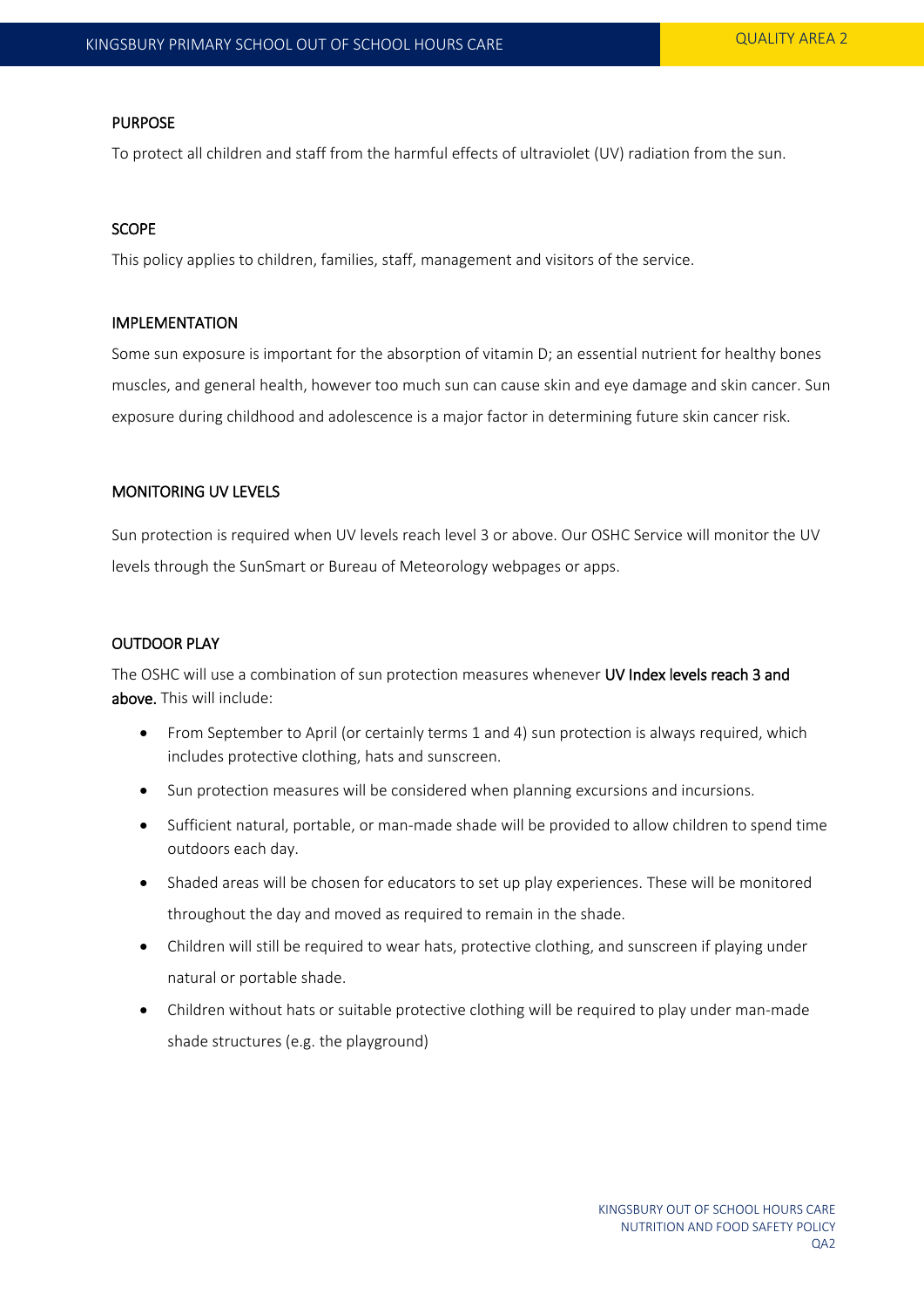## PURPOSE

To protect all children and staff from the harmful effects of ultraviolet (UV) radiation from the sun.

## SCOPE

This policy applies to children, families, staff, management and visitors of the service.

## IMPLEMENTATION

Some sun exposure is important for the absorption of vitamin D; an essential nutrient for healthy bones muscles, and general health, however too much sun can cause skin and eye damage and skin cancer. Sun exposure during childhood and adolescence is a major factor in determining future skin cancer risk.

## MONITORING UV LEVELS

Sun protection is required when UV levels reach level 3 or above. Our OSHC Service will monitor the UV levels through the SunSmart or Bureau of Meteorology webpages or apps.

## OUTDOOR PLAY

The OSHC will use a combination of sun protection measures whenever **UV Index levels reach 3 and above.** This will include:

- From September to April (or certainly terms 1 and 4) sun protection is always required, which includes protective clothing, hats and sunscreen.
- Sun protection measures will be considered when planning excursions and incursions.
- Sufficient natural, portable, or man-made shade will be provided to allow children to spend time outdoors each day.
- Shaded areas will be chosen for educators to set up play experiences. These will be monitored throughout the day and moved as required to remain in the shade.
- Children will still be required to wear hats, protective clothing, and sunscreen if playing under natural or portable shade.
- Children without hats or suitable protective clothing will be required to play under man-made shade structures (e.g. the playground)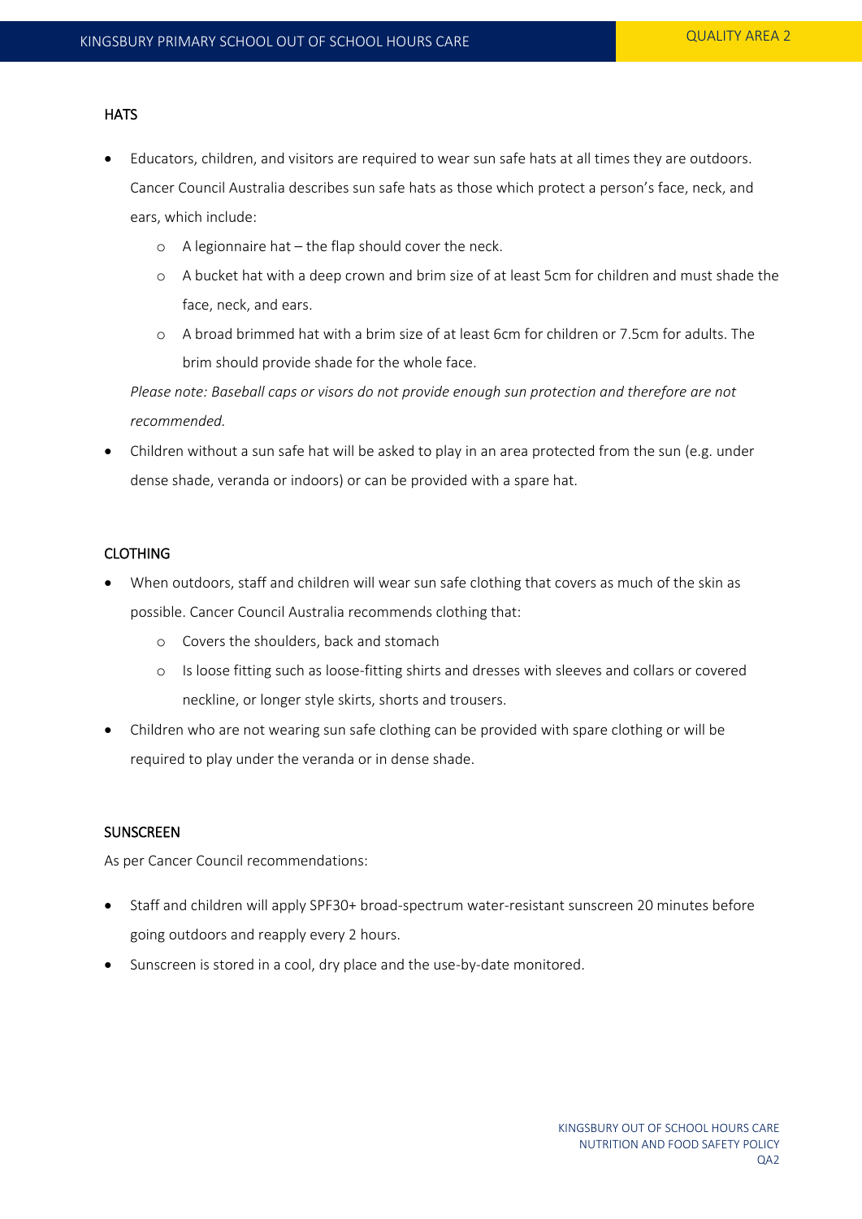## HATS

- Educators, children, and visitors are required to wear sun safe hats at all times they are outdoors. Cancer Council Australia describes sun safe hats as those which protect a person's face, neck, and ears, which include:
    - A legionnaire hat – the flap should cover the neck.
    - A bucket hat with a deep crown and brim size of at least 5cm for children and must shade the face, neck, and ears.
    - A broad brimmed hat with a brim size of at least 6cm for children or 7.5cm for adults. The brim should provide shade for the whole face.

  *Please note: Baseball caps or visors do not provide enough sun protection and therefore are not recommended.*
- Children without a sun safe hat will be asked to play in an area protected from the sun (e.g. under dense shade, veranda or indoors) or can be provided with a spare hat.

## CLOTHING

- When outdoors, staff and children will wear sun safe clothing that covers as much of the skin as possible. Cancer Council Australia recommends clothing that:
    - Covers the shoulders, back and stomach
    - Is loose fitting such as loose-fitting shirts and dresses with sleeves and collars or covered neckline, or longer style skirts, shorts and trousers.
- Children who are not wearing sun safe clothing can be provided with spare clothing or will be required to play under the veranda or in dense shade.

## SUNSCREEN

As per Cancer Council recommendations:

- Staff and children will apply SPF30+ broad-spectrum water-resistant sunscreen 20 minutes before going outdoors and reapply every 2 hours.
- Sunscreen is stored in a cool, dry place and the use-by-date monitored.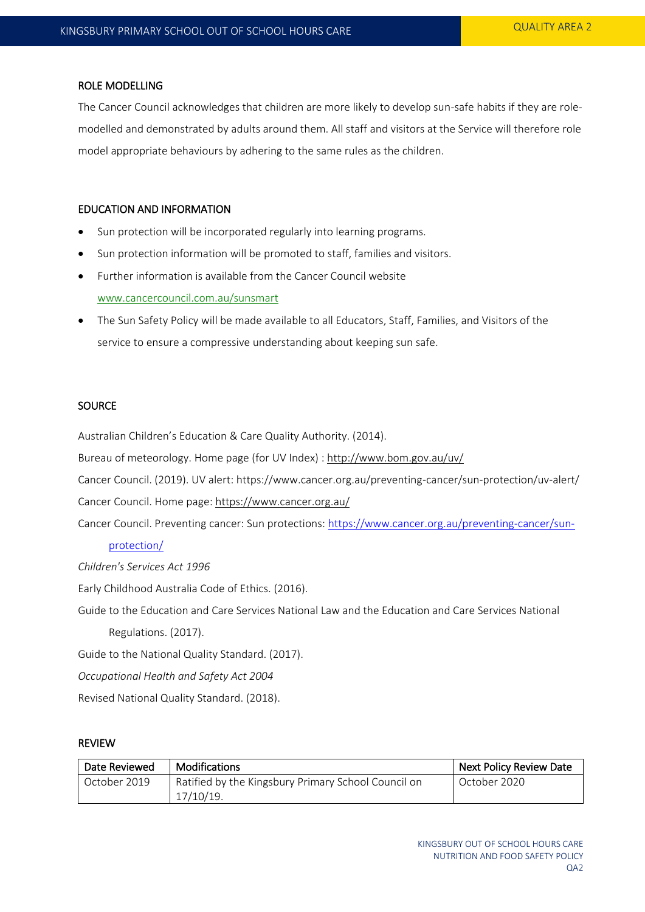## ROLE MODELLING

The Cancer Council acknowledges that children are more likely to develop sun-safe habits if they are role-modelled and demonstrated by adults around them. All staff and visitors at the Service will therefore role model appropriate behaviours by adhering to the same rules as the children.

## EDUCATION AND INFORMATION

- Sun protection will be incorporated regularly into learning programs.
- Sun protection information will be promoted to staff, families and visitors.
- Further information is available from the Cancer Council website www.cancercouncil.com.au/sunsmart
- The Sun Safety Policy will be made available to all Educators, Staff, Families, and Visitors of the service to ensure a compressive understanding about keeping sun safe.

## SOURCE

Australian Children's Education & Care Quality Authority. (2014).

Bureau of meteorology. Home page (for UV Index) : http://www.bom.gov.au/uv/

Cancer Council. (2019). UV alert: https://www.cancer.org.au/preventing-cancer/sun-protection/uv-alert/

Cancer Council. Home page: https://www.cancer.org.au/

Cancer Council. Preventing cancer: Sun protections: https://www.cancer.org.au/preventing-cancer/sun-protection/

*Children's Services Act 1996*

Early Childhood Australia Code of Ethics. (2016).

Guide to the Education and Care Services National Law and the Education and Care Services National Regulations. (2017).

Guide to the National Quality Standard. (2017).

*Occupational Health and Safety Act 2004*

Revised National Quality Standard. (2018).

## REVIEW

| Date Reviewed | Modifications | Next Policy Review Date |
|---|---|---|
| October 2019 | Ratified by the Kingsbury Primary School Council on 17/10/19. | October 2020 |